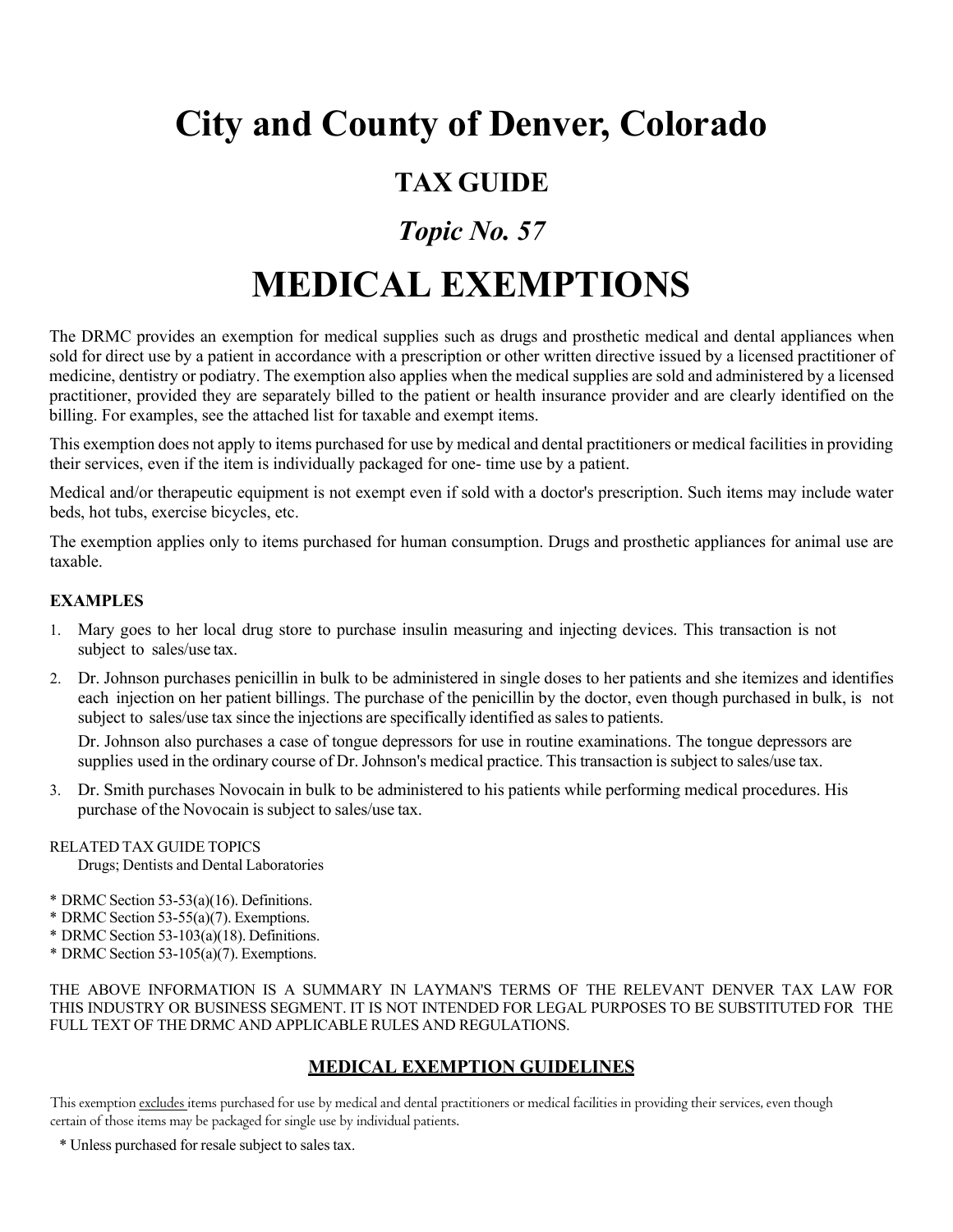# City and County of Denver, Colorado

## TAX GUIDE

### *Topic No. 57*

# MEDICAL EXEMPTIONS

The DRMC provides an exemption for medical supplies such as drugs and prosthetic medical and dental appliances when sold for direct use by a patient in accordance with a prescription or other written directive issued by a licensed practitioner of medicine, dentistry or podiatry. The exemption also applies when the medical supplies are sold and administered by a licensed practitioner, provided they are separately billed to the patient or health insurance provider and are clearly identified on the billing. For examples, see the attached list for taxable and exempt items.

This exemption does not apply to items purchased for use by medical and dental practitioners or medical facilities in providing their services, even if the item is individually packaged for one- time use by a patient.

Medical and/or therapeutic equipment is not exempt even if sold with a doctor's prescription. Such items may include water beds, hot tubs, exercise bicycles, etc.

The exemption applies only to items purchased for human consumption. Drugs and prosthetic appliances for animal use are taxable.

**EXAMPLES**

1. Mary goes to her local drug store to purchase insulin measuring and injecting devices. This transaction is not subject to sales/use tax.
2. Dr. Johnson purchases penicillin in bulk to be administered in single doses to her patients and she itemizes and identifies each injection on her patient billings. The purchase of the penicillin by the doctor, even though purchased in bulk, is not subject to sales/use tax since the injections are specifically identified as sales to patients.

   Dr. Johnson also purchases a case of tongue depressors for use in routine examinations. The tongue depressors are supplies used in the ordinary course of Dr. Johnson's medical practice. This transaction is subject to sales/use tax.
3. Dr. Smith purchases Novocain in bulk to be administered to his patients while performing medical procedures. His purchase of the Novocain is subject to sales/use tax.

RELATED TAX GUIDE TOPICS
Drugs; Dentists and Dental Laboratories

* DRMC Section 53-53(a)(16). Definitions.
* DRMC Section 53-55(a)(7). Exemptions.
* DRMC Section 53-103(a)(18). Definitions.
* DRMC Section 53-105(a)(7). Exemptions.

THE ABOVE INFORMATION IS A SUMMARY IN LAYMAN'S TERMS OF THE RELEVANT DENVER TAX LAW FOR THIS INDUSTRY OR BUSINESS SEGMENT. IT IS NOT INTENDED FOR LEGAL PURPOSES TO BE SUBSTITUTED FOR THE FULL TEXT OF THE DRMC AND APPLICABLE RULES AND REGULATIONS.

## MEDICAL EXEMPTION GUIDELINES

This exemption excludes items purchased for use by medical and dental practitioners or medical facilities in providing their services, even though certain of those items may be packaged for single use by individual patients.

\* Unless purchased for resale subject to sales tax.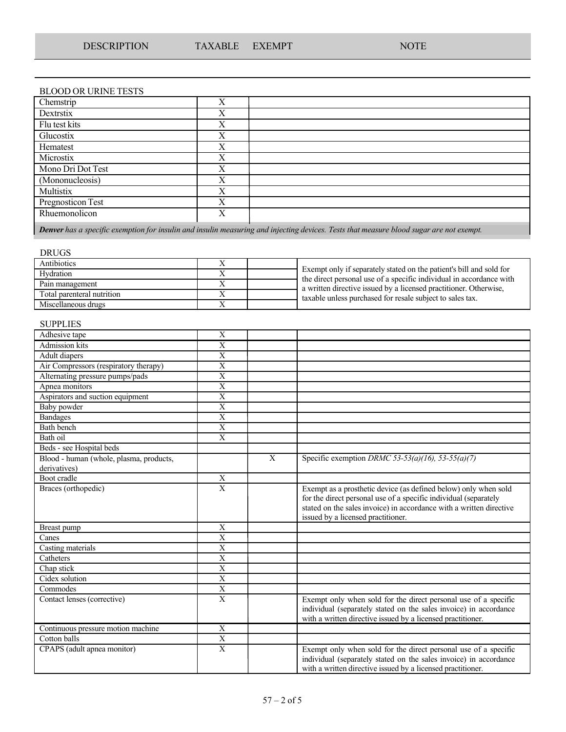| DESCRIPTION | TAXABLE | EXEMPT | NOTE |
|---|---|---|---|

BLOOD OR URINE TESTS

| DESCRIPTION | TAXABLE | EXEMPT | NOTE |
|---|---|---|---|
| Chemstrip | X | | |
| Dextrstix | X | | |
| Flu test kits | X | | |
| Glucostix | X | | |
| Hematest | X | | |
| Microstix | X | | |
| Mono Dri Dot Test | X | | |
| (Mononucleosis) | X | | |
| Multistix | X | | |
| Pregnosticon Test | X | | |
| Rhuemonolicon | X | | |

***Denver** has a specific exemption for insulin and insulin measuring and injecting devices. Tests that measure blood sugar are not exempt.*

DRUGS

| DESCRIPTION | TAXABLE | EXEMPT | NOTE |
|---|---|---|---|
| Antibiotics | X | | Exempt only if separately stated on the patient's bill and sold for the direct personal use of a specific individual in accordance with a written directive issued by a licensed practitioner. Otherwise, taxable unless purchased for resale subject to sales tax. |
| Hydration | X | | |
| Pain management | X | | |
| Total parenteral nutrition | X | | |
| Miscellaneous drugs | X | | |

SUPPLIES

| DESCRIPTION | TAXABLE | EXEMPT | NOTE |
|---|---|---|---|
| Adhesive tape | X | | |
| Admission kits | X | | |
| Adult diapers | X | | |
| Air Compressors (respiratory therapy) | X | | |
| Alternating pressure pumps/pads | X | | |
| Apnea monitors | X | | |
| Aspirators and suction equipment | X | | |
| Baby powder | X | | |
| Bandages | X | | |
| Bath bench | X | | |
| Bath oil | X | | |
| Beds - see Hospital beds | | | |
| Blood - human (whole, plasma, products, derivatives) | | X | Specific exemption *DRMC 53-53(a)(16), 53-55(a)(7)* |
| Boot cradle | X | | |
| Braces (orthopedic) | X | | Exempt as a prosthetic device (as defined below) only when sold for the direct personal use of a specific individual (separately stated on the sales invoice) in accordance with a written directive issued by a licensed practitioner. |
| Breast pump | X | | |
| Canes | X | | |
| Casting materials | X | | |
| Catheters | X | | |
| Chap stick | X | | |
| Cidex solution | X | | |
| Commodes | X | | |
| Contact lenses (corrective) | X | | Exempt only when sold for the direct personal use of a specific individual (separately stated on the sales invoice) in accordance with a written directive issued by a licensed practitioner. |
| Continuous pressure motion machine | X | | |
| Cotton balls | X | | |
| CPAPS (adult apnea monitor) | X | | Exempt only when sold for the direct personal use of a specific individual (separately stated on the sales invoice) in accordance with a written directive issued by a licensed practitioner. |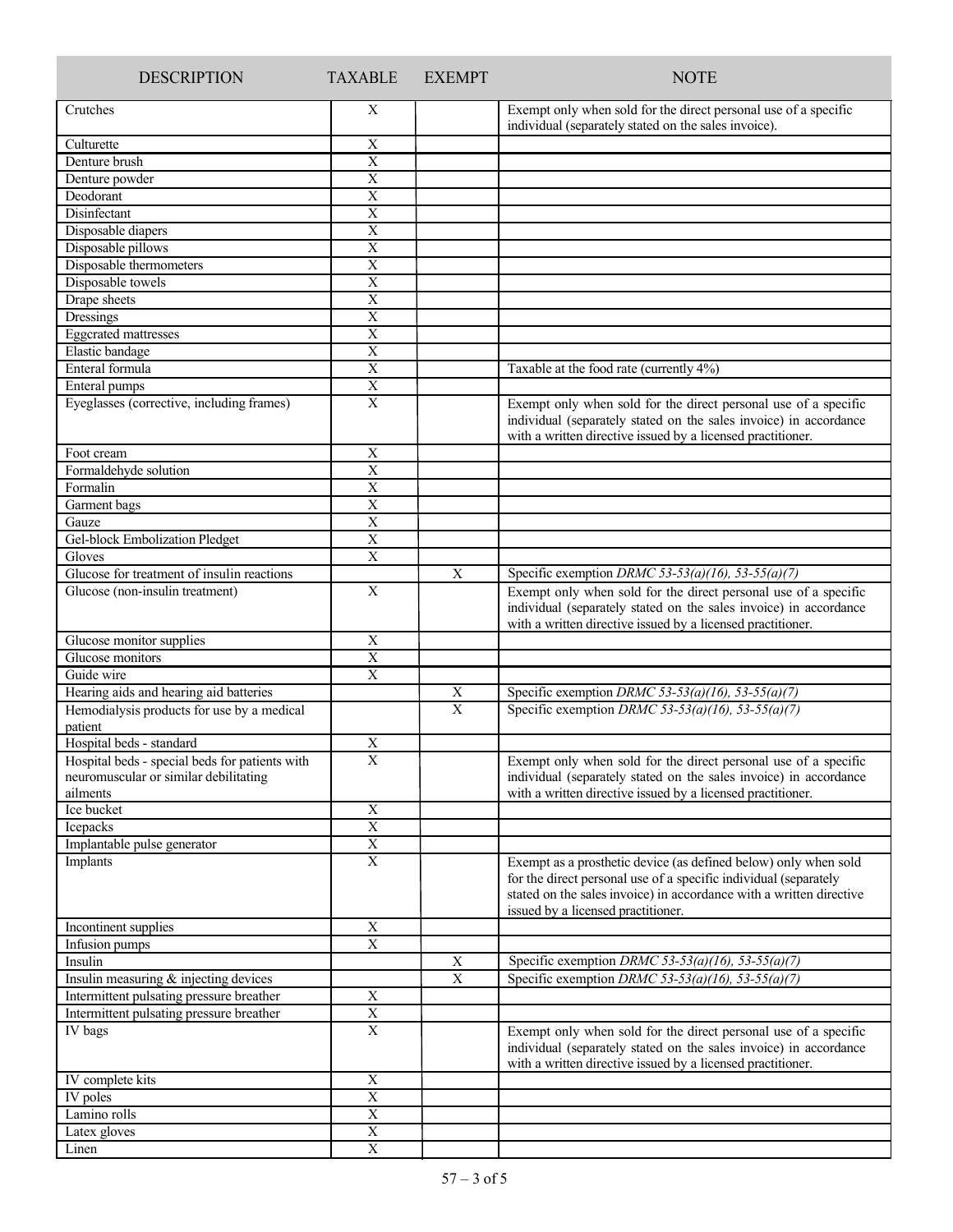| DESCRIPTION | TAXABLE | EXEMPT | NOTE |
|---|---|---|---|
| Crutches | X | | Exempt only when sold for the direct personal use of a specific individual (separately stated on the sales invoice). |
| Culturette | X | | |
| Denture brush | X | | |
| Denture powder | X | | |
| Deodorant | X | | |
| Disinfectant | X | | |
| Disposable diapers | X | | |
| Disposable pillows | X | | |
| Disposable thermometers | X | | |
| Disposable towels | X | | |
| Drape sheets | X | | |
| Dressings | X | | |
| Eggcrated mattresses | X | | |
| Elastic bandage | X | | |
| Enteral formula | X | | Taxable at the food rate (currently 4%) |
| Enteral pumps | X | | |
| Eyeglasses (corrective, including frames) | X | | Exempt only when sold for the direct personal use of a specific individual (separately stated on the sales invoice) in accordance with a written directive issued by a licensed practitioner. |
| Foot cream | X | | |
| Formaldehyde solution | X | | |
| Formalin | X | | |
| Garment bags | X | | |
| Gauze | X | | |
| Gel-block Embolization Pledget | X | | |
| Gloves | X | | |
| Glucose for treatment of insulin reactions | | X | Specific exemption *DRMC 53-53(a)(16), 53-55(a)(7)* |
| Glucose (non-insulin treatment) | X | | Exempt only when sold for the direct personal use of a specific individual (separately stated on the sales invoice) in accordance with a written directive issued by a licensed practitioner. |
| Glucose monitor supplies | X | | |
| Glucose monitors | X | | |
| Guide wire | X | | |
| Hearing aids and hearing aid batteries | | X | Specific exemption *DRMC 53-53(a)(16), 53-55(a)(7)* |
| Hemodialysis products for use by a medical patient | | X | Specific exemption *DRMC 53-53(a)(16), 53-55(a)(7)* |
| Hospital beds - standard | X | | |
| Hospital beds - special beds for patients with neuromuscular or similar debilitating ailments | X | | Exempt only when sold for the direct personal use of a specific individual (separately stated on the sales invoice) in accordance with a written directive issued by a licensed practitioner. |
| Ice bucket | X | | |
| Icepacks | X | | |
| Implantable pulse generator | X | | |
| Implants | X | | Exempt as a prosthetic device (as defined below) only when sold for the direct personal use of a specific individual (separately stated on the sales invoice) in accordance with a written directive issued by a licensed practitioner. |
| Incontinent supplies | X | | |
| Infusion pumps | X | | |
| Insulin | | X | Specific exemption *DRMC 53-53(a)(16), 53-55(a)(7)* |
| Insulin measuring & injecting devices | | X | Specific exemption *DRMC 53-53(a)(16), 53-55(a)(7)* |
| Intermittent pulsating pressure breather | X | | |
| Intermittent pulsating pressure breather | X | | |
| IV bags | X | | Exempt only when sold for the direct personal use of a specific individual (separately stated on the sales invoice) in accordance with a written directive issued by a licensed practitioner. |
| IV complete kits | X | | |
| IV poles | X | | |
| Lamino rolls | X | | |
| Latex gloves | X | | |
| Linen | X | | |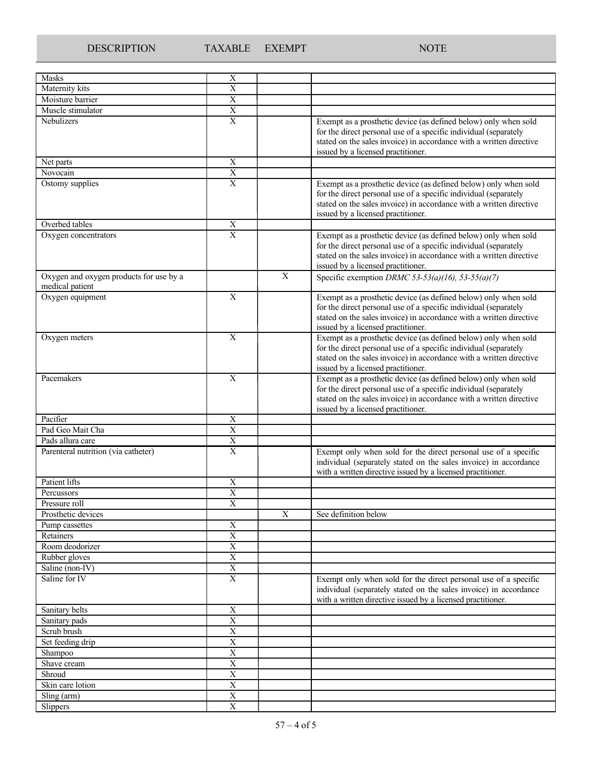| DESCRIPTION | TAXABLE | EXEMPT | NOTE |
|---|---|---|---|
| Masks | X | | |
| Maternity kits | X | | |
| Moisture barrier | X | | |
| Muscle stimulator | X | | |
| Nebulizers | X | | Exempt as a prosthetic device (as defined below) only when sold for the direct personal use of a specific individual (separately stated on the sales invoice) in accordance with a written directive issued by a licensed practitioner. |
| Net parts | X | | |
| Novocain | X | | |
| Ostomy supplies | X | | Exempt as a prosthetic device (as defined below) only when sold for the direct personal use of a specific individual (separately stated on the sales invoice) in accordance with a written directive issued by a licensed practitioner. |
| Overbed tables | X | | |
| Oxygen concentrators | X | | Exempt as a prosthetic device (as defined below) only when sold for the direct personal use of a specific individual (separately stated on the sales invoice) in accordance with a written directive issued by a licensed practitioner. |
| Oxygen and oxygen products for use by a medical patient | | X | Specific exemption *DRMC 53-53(a)(16), 53-55(a)(7)* |
| Oxygen equipment | X | | Exempt as a prosthetic device (as defined below) only when sold for the direct personal use of a specific individual (separately stated on the sales invoice) in accordance with a written directive issued by a licensed practitioner. |
| Oxygen meters | X | | Exempt as a prosthetic device (as defined below) only when sold for the direct personal use of a specific individual (separately stated on the sales invoice) in accordance with a written directive issued by a licensed practitioner. |
| Pacemakers | X | | Exempt as a prosthetic device (as defined below) only when sold for the direct personal use of a specific individual (separately stated on the sales invoice) in accordance with a written directive issued by a licensed practitioner. |
| Pacifier | X | | |
| Pad Geo Mait Cha | X | | |
| Pads allura care | X | | |
| Parenteral nutrition (via catheter) | X | | Exempt only when sold for the direct personal use of a specific individual (separately stated on the sales invoice) in accordance with a written directive issued by a licensed practitioner. |
| Patient lifts | X | | |
| Percussors | X | | |
| Pressure roll | X | | |
| Prosthetic devices | | X | See definition below |
| Pump cassettes | X | | |
| Retainers | X | | |
| Room deodorizer | X | | |
| Rubber gloves | X | | |
| Saline (non-IV) | X | | |
| Saline for IV | X | | Exempt only when sold for the direct personal use of a specific individual (separately stated on the sales invoice) in accordance with a written directive issued by a licensed practitioner. |
| Sanitary belts | X | | |
| Sanitary pads | X | | |
| Scrub brush | X | | |
| Set feeding drip | X | | |
| Shampoo | X | | |
| Shave cream | X | | |
| Shroud | X | | |
| Skin care lotion | X | | |
| Sling (arm) | X | | |
| Slippers | X | | |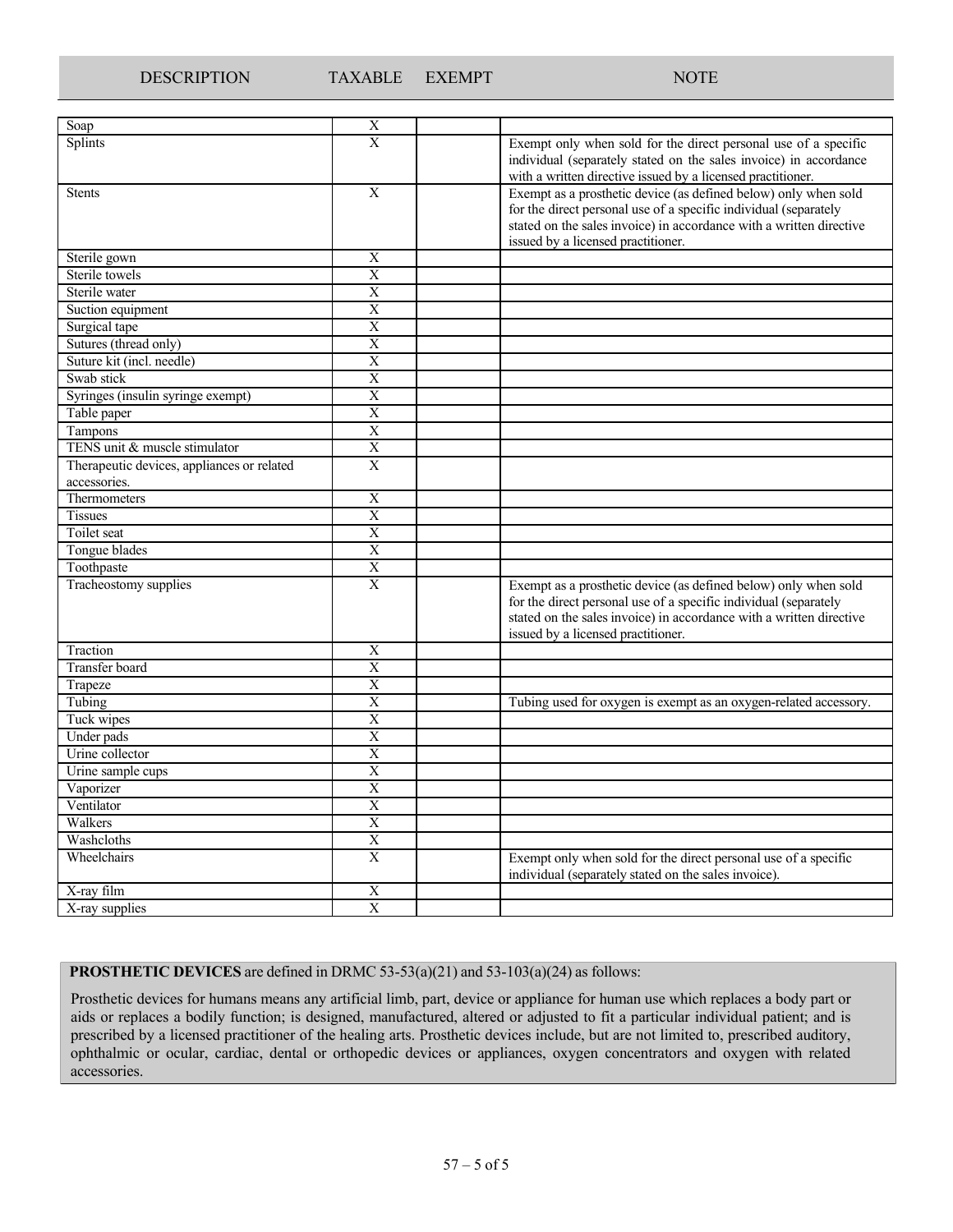| DESCRIPTION | TAXABLE | EXEMPT | NOTE |
|---|---|---|---|
| Soap | X | | |
| Splints | X | | Exempt only when sold for the direct personal use of a specific individual (separately stated on the sales invoice) in accordance with a written directive issued by a licensed practitioner. |
| Stents | X | | Exempt as a prosthetic device (as defined below) only when sold for the direct personal use of a specific individual (separately stated on the sales invoice) in accordance with a written directive issued by a licensed practitioner. |
| Sterile gown | X | | |
| Sterile towels | X | | |
| Sterile water | X | | |
| Suction equipment | X | | |
| Surgical tape | X | | |
| Sutures (thread only) | X | | |
| Suture kit (incl. needle) | X | | |
| Swab stick | X | | |
| Syringes (insulin syringe exempt) | X | | |
| Table paper | X | | |
| Tampons | X | | |
| TENS unit & muscle stimulator | X | | |
| Therapeutic devices, appliances or related accessories. | X | | |
| Thermometers | X | | |
| Tissues | X | | |
| Toilet seat | X | | |
| Tongue blades | X | | |
| Toothpaste | X | | |
| Tracheostomy supplies | X | | Exempt as a prosthetic device (as defined below) only when sold for the direct personal use of a specific individual (separately stated on the sales invoice) in accordance with a written directive issued by a licensed practitioner. |
| Traction | X | | |
| Transfer board | X | | |
| Trapeze | X | | |
| Tubing | X | | Tubing used for oxygen is exempt as an oxygen-related accessory. |
| Tuck wipes | X | | |
| Under pads | X | | |
| Urine collector | X | | |
| Urine sample cups | X | | |
| Vaporizer | X | | |
| Ventilator | X | | |
| Walkers | X | | |
| Washcloths | X | | |
| Wheelchairs | X | | Exempt only when sold for the direct personal use of a specific individual (separately stated on the sales invoice). |
| X-ray film | X | | |
| X-ray supplies | X | | |

**PROSTHETIC DEVICES** are defined in DRMC 53-53(a)(21) and 53-103(a)(24) as follows:

Prosthetic devices for humans means any artificial limb, part, device or appliance for human use which replaces a body part or aids or replaces a bodily function; is designed, manufactured, altered or adjusted to fit a particular individual patient; and is prescribed by a licensed practitioner of the healing arts. Prosthetic devices include, but are not limited to, prescribed auditory, ophthalmic or ocular, cardiac, dental or orthopedic devices or appliances, oxygen concentrators and oxygen with related accessories.